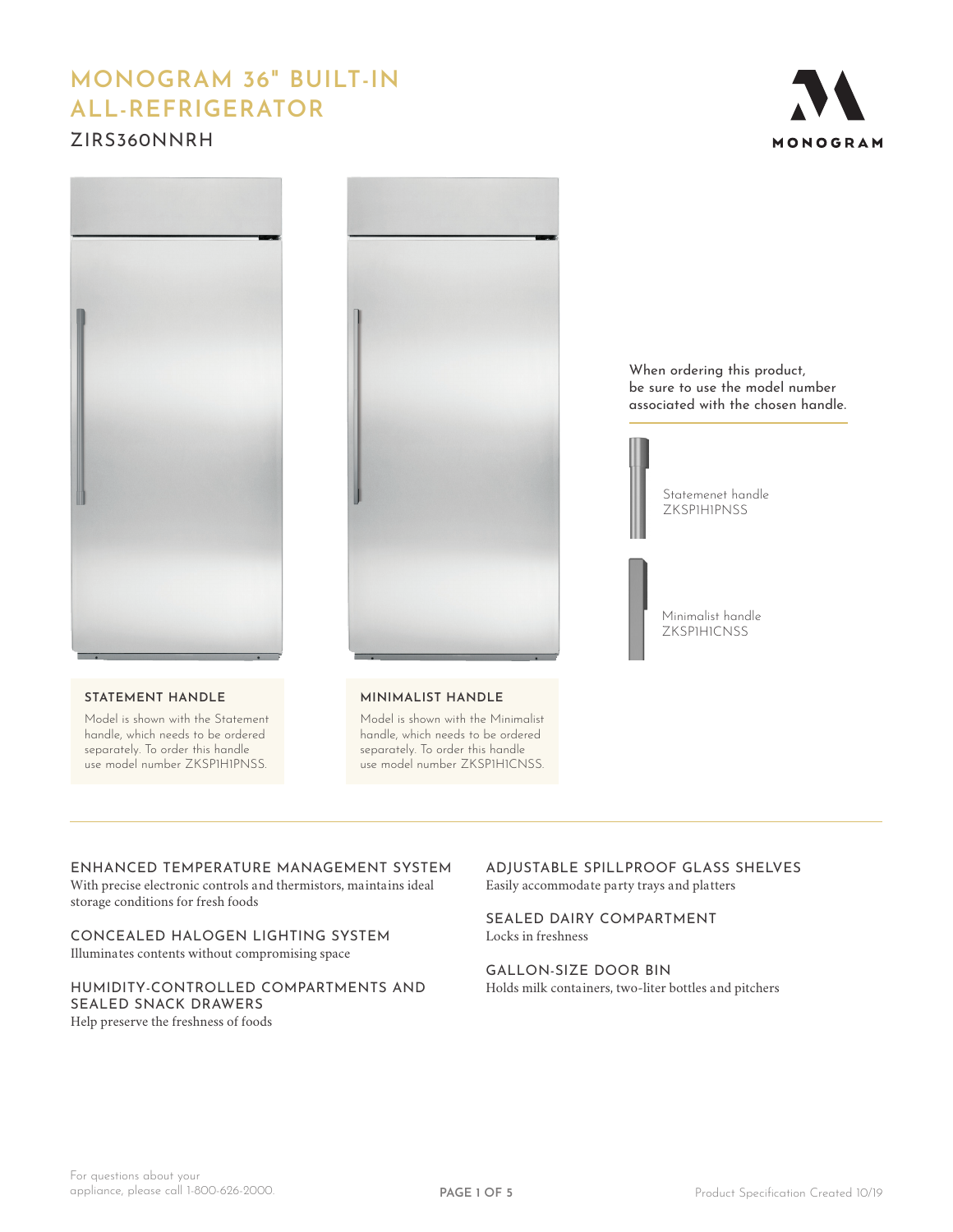# MONOGRAM 36" BUILT-IN ALL-REFRIGERATOR

## ZIRS360NNRH

MONOGRAM

When ordering this product, be sure to use the model number associated with the chosen handle.

Statemenet handle
ZKSP1H1PNSS

Minimalist handle
ZKSP1H1CNSS

### STATEMENT HANDLE

Model is shown with the Statement handle, which needs to be ordered separately. To order this handle use model number ZKSP1H1PNSS.

### MINIMALIST HANDLE

Model is shown with the Minimalist handle, which needs to be ordered separately. To order this handle use model number ZKSP1H1CNSS.

---

### ENHANCED TEMPERATURE MANAGEMENT SYSTEM

With precise electronic controls and thermistors, maintains ideal storage conditions for fresh foods

### CONCEALED HALOGEN LIGHTING SYSTEM

Illuminates contents without compromising space

### HUMIDITY-CONTROLLED COMPARTMENTS AND SEALED SNACK DRAWERS

Help preserve the freshness of foods

### ADJUSTABLE SPILLPROOF GLASS SHELVES

Easily accommodate party trays and platters

### SEALED DAIRY COMPARTMENT

Locks in freshness

### GALLON-SIZE DOOR BIN

Holds milk containers, two-liter bottles and pitchers

For questions about your appliance, please call 1-800-626-2000.

Product Specification Created 10/19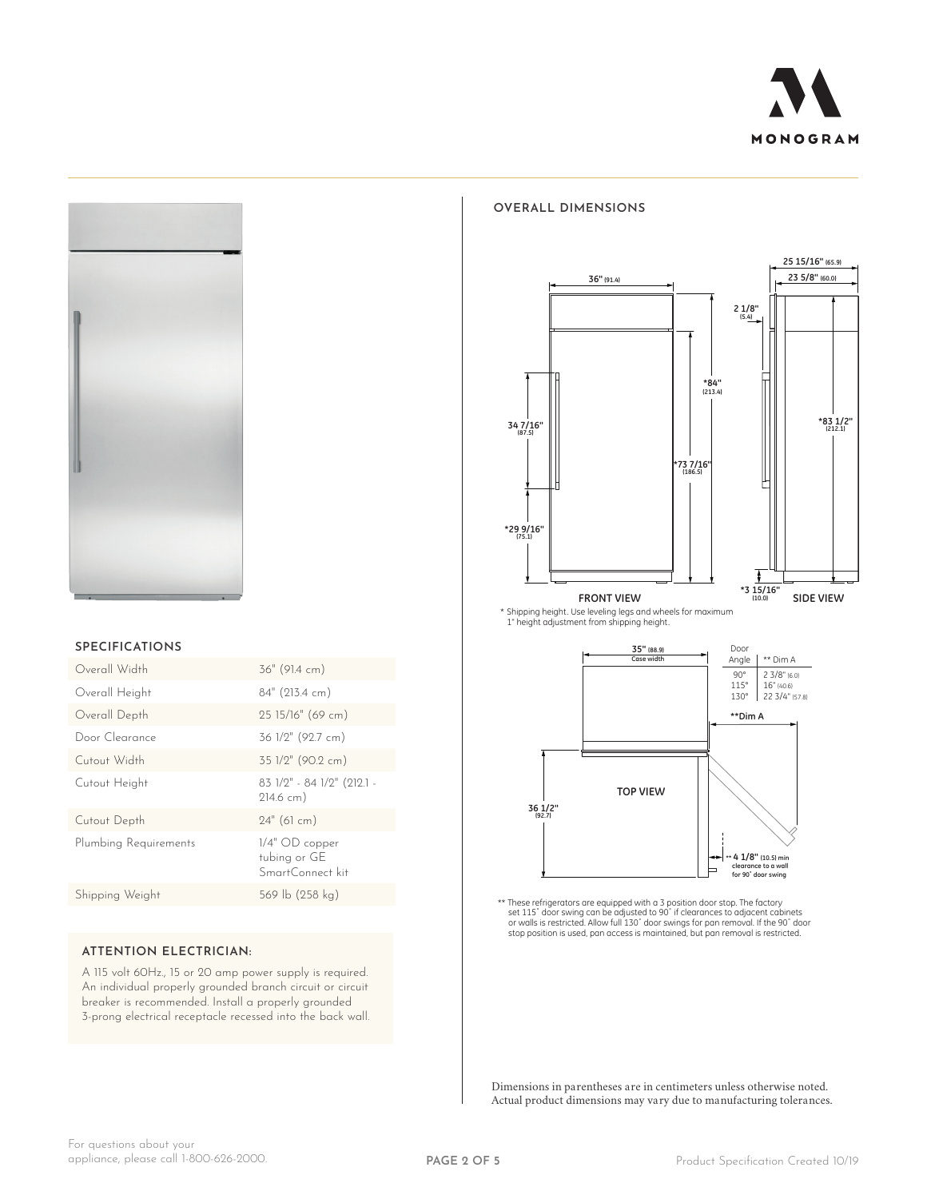## SPECIFICATIONS

| | |
|---|---|
| Overall Width | 36" (91.4 cm) |
| Overall Height | 84" (213.4 cm) |
| Overall Depth | 25 15/16" (69 cm) |
| Door Clearance | 36 1/2" (92.7 cm) |
| Cutout Width | 35 1/2" (90.2 cm) |
| Cutout Height | 83 1/2" - 84 1/2" (212.1 - 214.6 cm) |
| Cutout Depth | 24" (61 cm) |
| Plumbing Requirements | 1/4" OD copper tubing or GE SmartConnect kit |
| Shipping Weight | 569 lb (258 kg) |

### ATTENTION ELECTRICIAN:

A 115 volt 60Hz., 15 or 20 amp power supply is required. An individual properly grounded branch circuit or circuit breaker is recommended. Install a properly grounded 3-prong electrical receptacle recessed into the back wall.

## OVERALL DIMENSIONS

FRONT VIEW: 36" (91.4); *84" (213.4); *73 7/16" (186.5); 34 7/16" (87.5); *29 9/16" (75.1)

SIDE VIEW: 25 15/16" (65.9); 23 5/8" (60.0); 2 1/8" (5.4); *83 1/2" (212.1); *3 15/16" (10.0)

\* Shipping height. Use leveling legs and wheels for maximum 1" height adjustment from shipping height.

TOP VIEW: 35" (88.9) Case width; 36 1/2" (92.7); **Dim A; ** 4 1/8" (10.5) min clearance to a wall for 90˚ door swing

| Door Angle | ** Dim A |
|---|---|
| 90° | 2 3/8" (6.0) |
| 115° | 16" (40.6) |
| 130° | 22 3/4" (57.8) |

** These refrigerators are equipped with a 3 position door stop. The factory set 115˚ door swing can be adjusted to 90˚ if clearances to adjacent cabinets or walls is restricted. Allow full 130˚ door swings for pan removal. If the 90˚ door stop position is used, pan access is maintained, but pan removal is restricted.

Dimensions in parentheses are in centimeters unless otherwise noted. Actual product dimensions may vary due to manufacturing tolerances.

For questions about your appliance, please call 1-800-626-2000.

Product Specification Created 10/19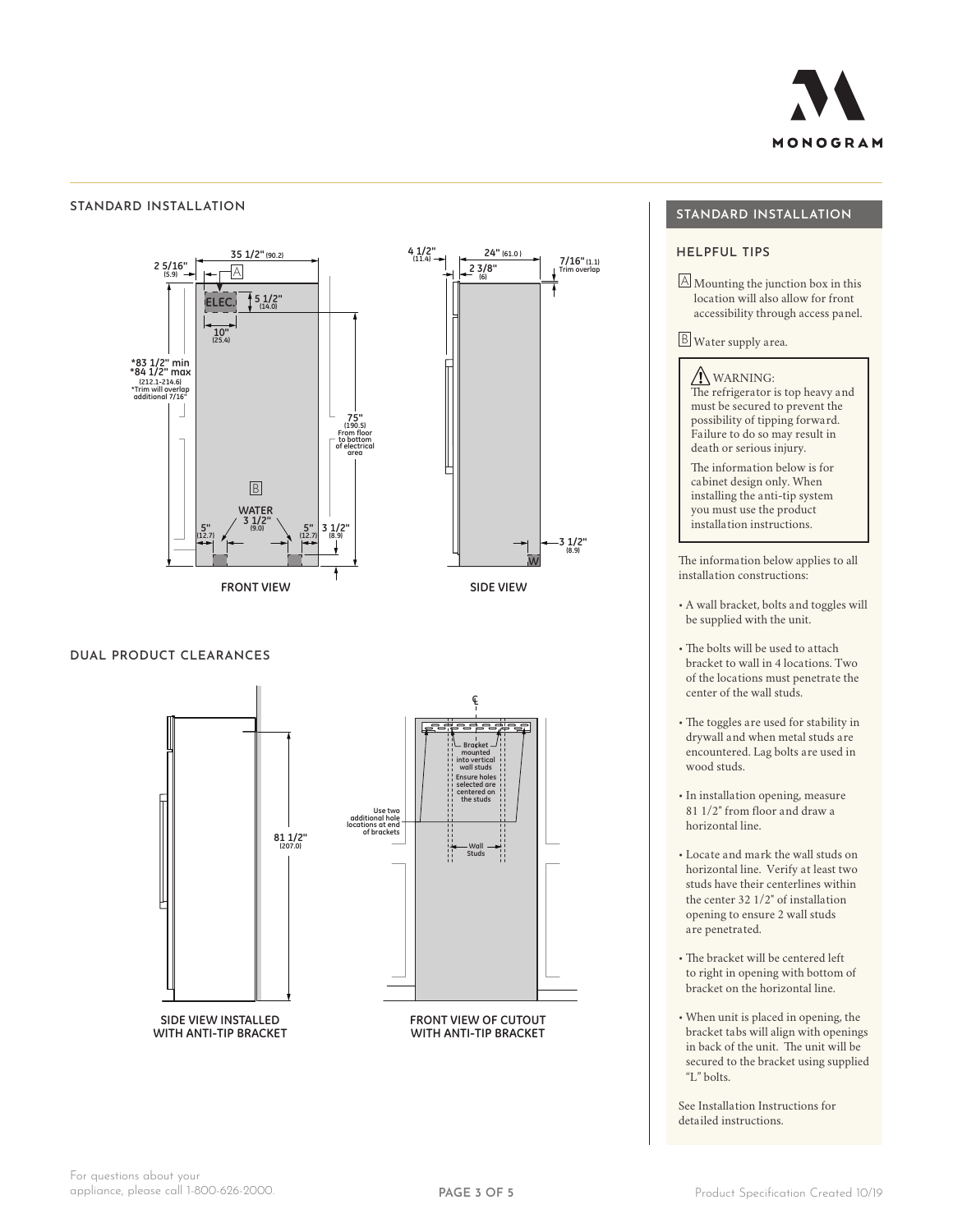## STANDARD INSTALLATION

35 1/2" (90.2)

2 5/16" (5.9)

A

ELEC.

5 1/2" (14.0)

10" (25.4)

*83 1/2" min
*84 1/2" max
(212.1-214.6)
*Trim will overlap additional 7/16"

75" (190.5) From floor to bottom of electrical area

B

WATER
3 1/2" (9.0)

5" (12.7)

5" (12.7)

3 1/2" (8.9)

FRONT VIEW

4 1/2" (11.4)

24" (61.0)

2 3/8" (6)

7/16" (1.1) Trim overlap

3 1/2" (8.9)

W

SIDE VIEW

## DUAL PRODUCT CLEARANCES

81 1/2" (207.0)

SIDE VIEW INSTALLED WITH ANTI-TIP BRACKET

℄

Bracket mounted into vertical wall studs
Ensure holes selected are centered on the studs

Use two additional hole locations at end of brackets

Wall Studs

FRONT VIEW OF CUTOUT WITH ANTI-TIP BRACKET

## STANDARD INSTALLATION

### HELPFUL TIPS

A Mounting the junction box in this location will also allow for front accessibility through access panel.

B Water supply area.

> ⚠ WARNING:
> The refrigerator is top heavy and must be secured to prevent the possibility of tipping forward. Failure to do so may result in death or serious injury.
>
> The information below is for cabinet design only. When installing the anti-tip system you must use the product installation instructions.

The information below applies to all installation constructions:

- A wall bracket, bolts and toggles will be supplied with the unit.
- The bolts will be used to attach bracket to wall in 4 locations. Two of the locations must penetrate the center of the wall studs.
- The toggles are used for stability in drywall and when metal studs are encountered. Lag bolts are used in wood studs.
- In installation opening, measure 81 1/2" from floor and draw a horizontal line.
- Locate and mark the wall studs on horizontal line. Verify at least two studs have their centerlines within the center 32 1/2" of installation opening to ensure 2 wall studs are penetrated.
- The bracket will be centered left to right in opening with bottom of bracket on the horizontal line.
- When unit is placed in opening, the bracket tabs will align with openings in back of the unit. The unit will be secured to the bracket using supplied "L" bolts.

See Installation Instructions for detailed instructions.

For questions about your appliance, please call 1-800-626-2000.

Product Specification Created 10/19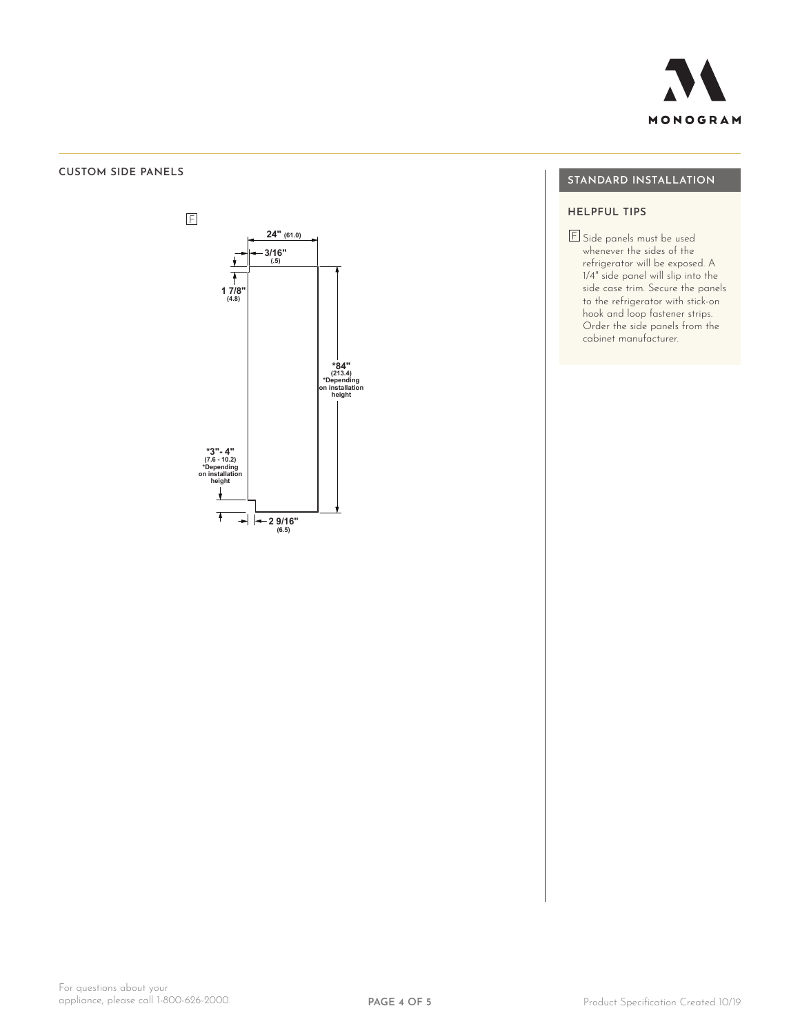## CUSTOM SIDE PANELS

F

24" (61.0)

3/16" (.5)

1 7/8" (4.8)

*84" (213.4) *Depending on installation height

*3"- 4" (7.6 - 10.2) *Depending on installation height

2 9/16" (6.5)

## STANDARD INSTALLATION

### HELPFUL TIPS

F Side panels must be used whenever the sides of the refrigerator will be exposed. A 1/4" side panel will slip into the side case trim. Secure the panels to the refrigerator with stick-on hook and loop fastener strips. Order the side panels from the cabinet manufacturer.

For questions about your appliance, please call 1-800-626-2000.

Product Specification Created 10/19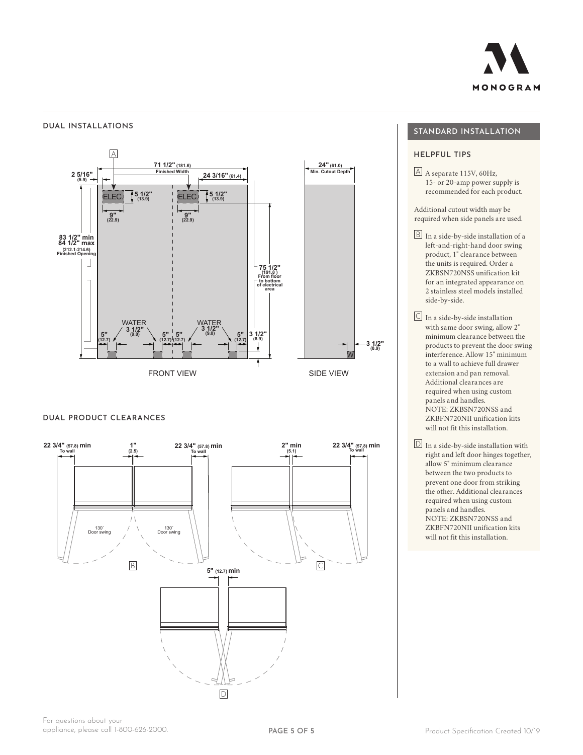## DUAL INSTALLATIONS

A

71 1/2" (181.6)
Finished Width

2 5/16" (5.9)

24 3/16" (61.4)

24" (61.0)
Min. Cutout Depth

ELEC
5 1/2" (13.9)
9" (22.9)

ELEC
5 1/2" (13.9)
9" (22.9)

83 1/2" min
84 1/2" max
(212.1-214.6)
Finished Opening

75 1/2" (191.8)
From floor to bottom of electrical area

WATER
3 1/2" (9.0)

WATER
3 1/2" (9.0)

5" (12.7)
5" (12.7)
5" (12.7)
5" (12.7)
3 1/2" (8.9)

3 1/2" (8.9)

W

FRONT VIEW

SIDE VIEW

## DUAL PRODUCT CLEARANCES

22 3/4" (57.8) min
To wall

1" (2.5)

22 3/4" (57.8) min
To wall

130° Door swing

130° Door swing

B

2" min (5.1)

22 3/4" (57.8) min
To wall

C

5" (12.7) min

D

## STANDARD INSTALLATION

### HELPFUL TIPS

A A separate 115V, 60Hz, 15- or 20-amp power supply is recommended for each product.

Additional cutout width may be required when side panels are used.

B In a side-by-side installation of a left-and-right-hand door swing product, 1" clearance between the units is required. Order a ZKBSN720NSS unification kit for an integrated appearance on 2 stainless steel models installed side-by-side.

C In a side-by-side installation with same door swing, allow 2" minimum clearance between the products to prevent the door swing interference. Allow 15" minimum to a wall to achieve full drawer extension and pan removal. Additional clearances are required when using custom panels and handles.
NOTE: ZKBSN720NSS and ZKBFN720NII unification kits will not fit this installation.

D In a side-by-side installation with right and left door hinges together, allow 5" minimum clearance between the two products to prevent one door from striking the other. Additional clearances required when using custom panels and handles.
NOTE: ZKBSN720NSS and ZKBFN720NII unification kits will not fit this installation.

For questions about your appliance, please call 1-800-626-2000.

Product Specification Created 10/19